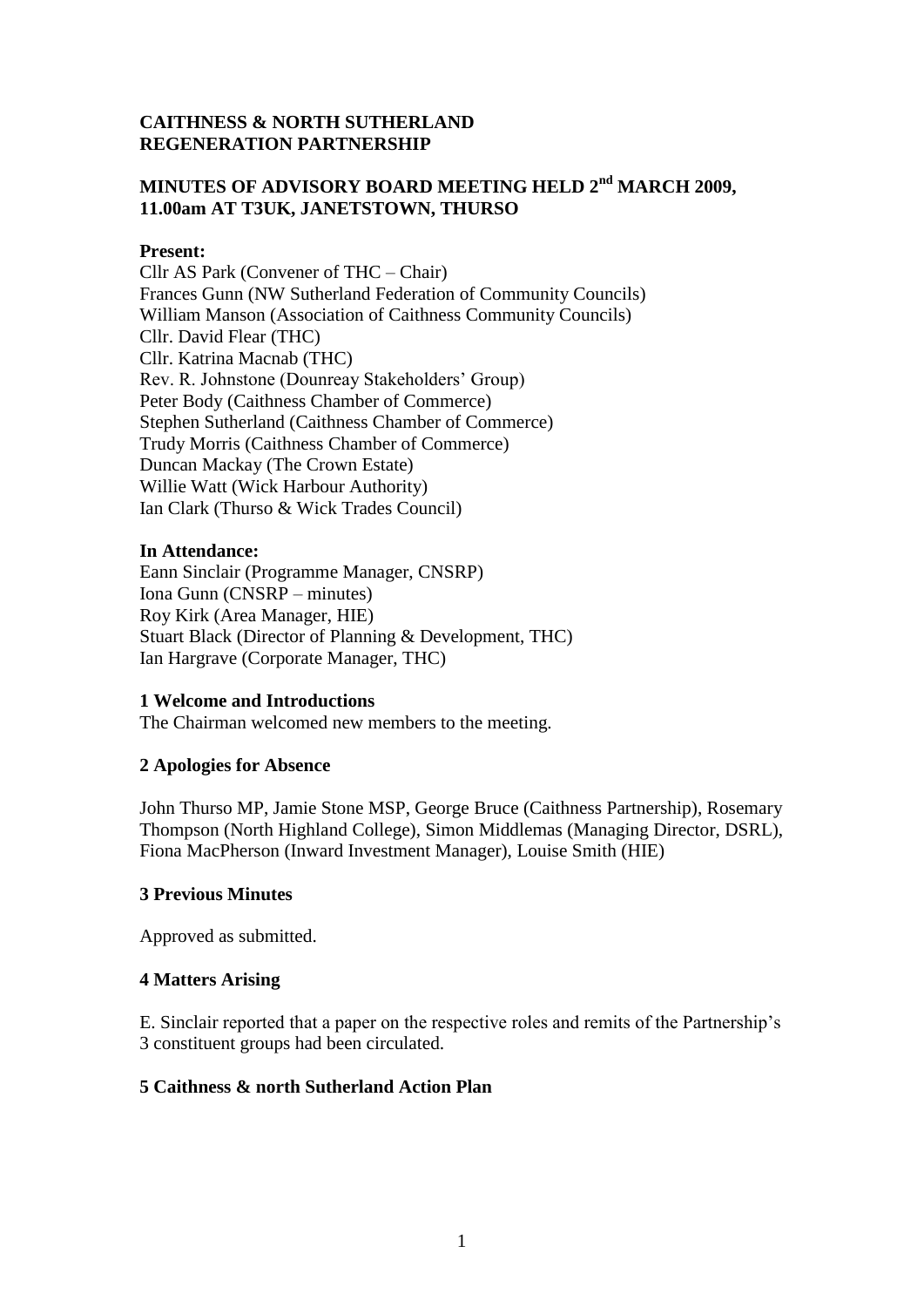**CAITHNESS & NORTH SUTHERLAND REGENERATION PARTNERSHIP**

**MINUTES OF ADVISORY BOARD MEETING HELD 2nd MARCH 2009, 11.00am AT T3UK, JANETSTOWN, THURSO**

**Present:**

Cllr AS Park (Convener of THC – Chair)
Frances Gunn (NW Sutherland Federation of Community Councils)
William Manson (Association of Caithness Community Councils)
Cllr. David Flear (THC)
Cllr. Katrina Macnab (THC)
Rev. R. Johnstone (Dounreay Stakeholders' Group)
Peter Body (Caithness Chamber of Commerce)
Stephen Sutherland (Caithness Chamber of Commerce)
Trudy Morris (Caithness Chamber of Commerce)
Duncan Mackay (The Crown Estate)
Willie Watt (Wick Harbour Authority)
Ian Clark (Thurso & Wick Trades Council)

**In Attendance:**

Eann Sinclair (Programme Manager, CNSRP)
Iona Gunn (CNSRP – minutes)
Roy Kirk (Area Manager, HIE)
Stuart Black (Director of Planning & Development, THC)
Ian Hargrave (Corporate Manager, THC)

**1 Welcome and Introductions**

The Chairman welcomed new members to the meeting.

**2 Apologies for Absence**

John Thurso MP, Jamie Stone MSP, George Bruce (Caithness Partnership), Rosemary Thompson (North Highland College), Simon Middlemas (Managing Director, DSRL), Fiona MacPherson (Inward Investment Manager), Louise Smith (HIE)

**3 Previous Minutes**

Approved as submitted.

**4 Matters Arising**

E. Sinclair reported that a paper on the respective roles and remits of the Partnership's 3 constituent groups had been circulated.

**5 Caithness & north Sutherland Action Plan**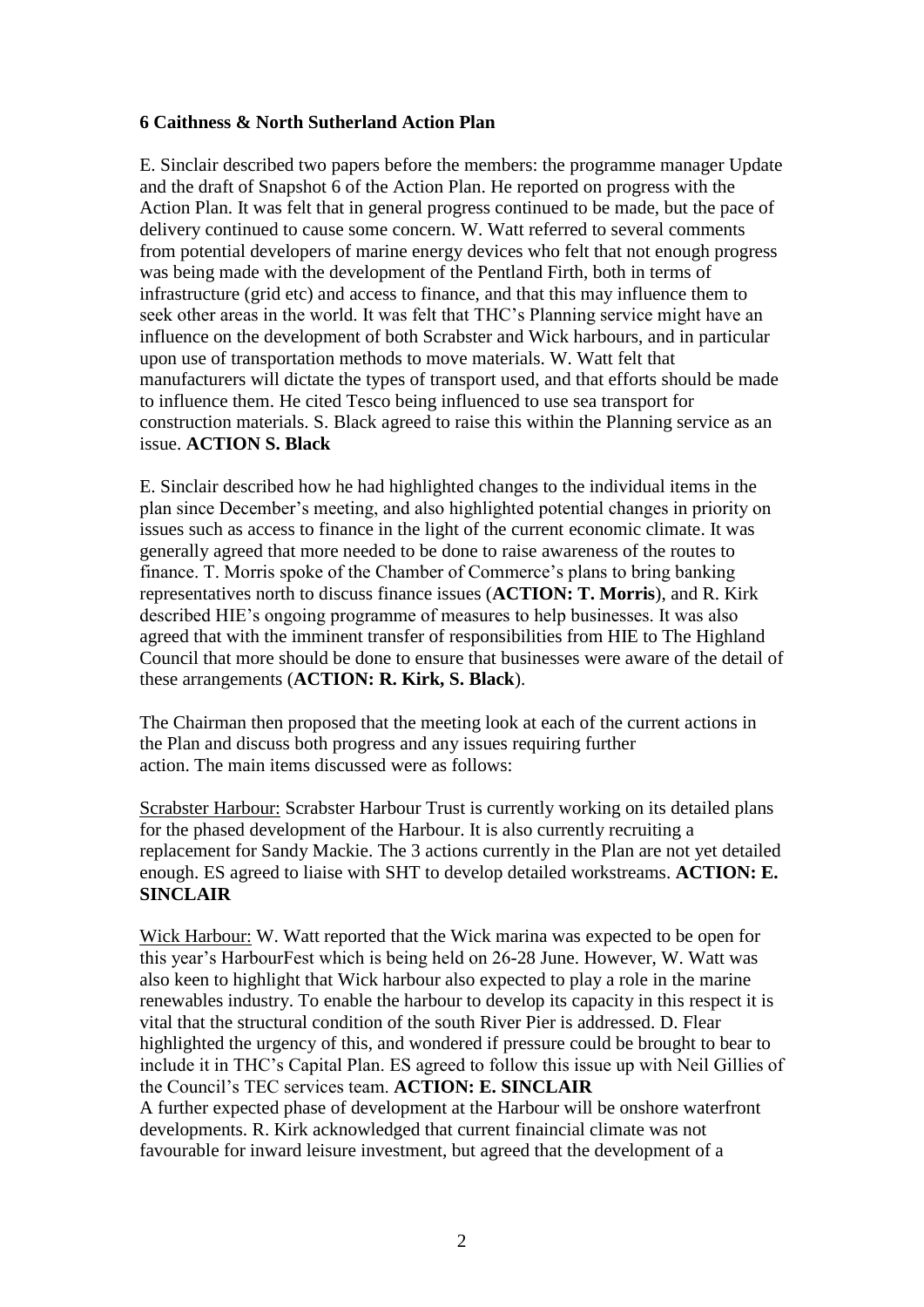**6 Caithness & North Sutherland Action Plan**

E. Sinclair described two papers before the members: the programme manager Update and the draft of Snapshot 6 of the Action Plan. He reported on progress with the Action Plan. It was felt that in general progress continued to be made, but the pace of delivery continued to cause some concern. W. Watt referred to several comments from potential developers of marine energy devices who felt that not enough progress was being made with the development of the Pentland Firth, both in terms of infrastructure (grid etc) and access to finance, and that this may influence them to seek other areas in the world. It was felt that THC's Planning service might have an influence on the development of both Scrabster and Wick harbours, and in particular upon use of transportation methods to move materials. W. Watt felt that manufacturers will dictate the types of transport used, and that efforts should be made to influence them. He cited Tesco being influenced to use sea transport for construction materials. S. Black agreed to raise this within the Planning service as an issue. **ACTION S. Black**

E. Sinclair described how he had highlighted changes to the individual items in the plan since December's meeting, and also highlighted potential changes in priority on issues such as access to finance in the light of the current economic climate. It was generally agreed that more needed to be done to raise awareness of the routes to finance. T. Morris spoke of the Chamber of Commerce's plans to bring banking representatives north to discuss finance issues (**ACTION: T. Morris**), and R. Kirk described HIE's ongoing programme of measures to help businesses. It was also agreed that with the imminent transfer of responsibilities from HIE to The Highland Council that more should be done to ensure that businesses were aware of the detail of these arrangements (**ACTION: R. Kirk, S. Black**).

The Chairman then proposed that the meeting look at each of the current actions in the Plan and discuss both progress and any issues requiring further action. The main items discussed were as follows:

<u>Scrabster Harbour:</u> Scrabster Harbour Trust is currently working on its detailed plans for the phased development of the Harbour. It is also currently recruiting a replacement for Sandy Mackie. The 3 actions currently in the Plan are not yet detailed enough. ES agreed to liaise with SHT to develop detailed workstreams. **ACTION: E. SINCLAIR**

<u>Wick Harbour:</u> W. Watt reported that the Wick marina was expected to be open for this year's HarbourFest which is being held on 26-28 June. However, W. Watt was also keen to highlight that Wick harbour also expected to play a role in the marine renewables industry. To enable the harbour to develop its capacity in this respect it is vital that the structural condition of the south River Pier is addressed. D. Flear highlighted the urgency of this, and wondered if pressure could be brought to bear to include it in THC's Capital Plan. ES agreed to follow this issue up with Neil Gillies of the Council's TEC services team. **ACTION: E. SINCLAIR**
A further expected phase of development at the Harbour will be onshore waterfront developments. R. Kirk acknowledged that current finaincial climate was not favourable for inward leisure investment, but agreed that the development of a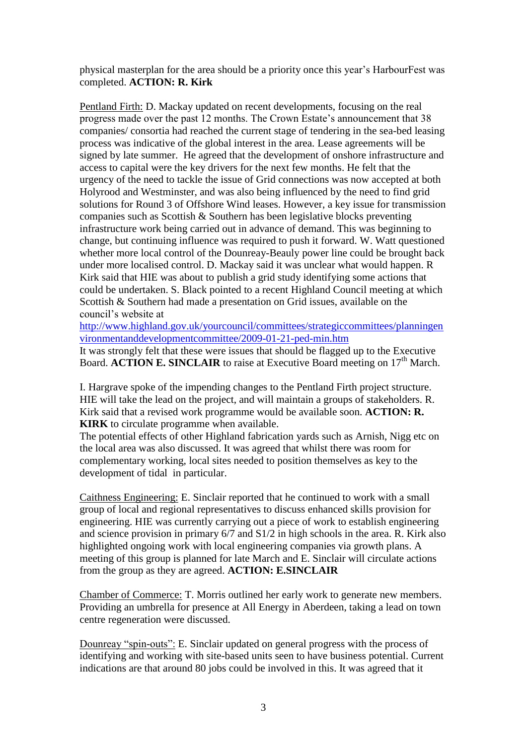physical masterplan for the area should be a priority once this year's HarbourFest was completed. **ACTION: R. Kirk**

Pentland Firth: D. Mackay updated on recent developments, focusing on the real progress made over the past 12 months. The Crown Estate's announcement that 38 companies/ consortia had reached the current stage of tendering in the sea-bed leasing process was indicative of the global interest in the area. Lease agreements will be signed by late summer. He agreed that the development of onshore infrastructure and access to capital were the key drivers for the next few months. He felt that the urgency of the need to tackle the issue of Grid connections was now accepted at both Holyrood and Westminster, and was also being influenced by the need to find grid solutions for Round 3 of Offshore Wind leases. However, a key issue for transmission companies such as Scottish & Southern has been legislative blocks preventing infrastructure work being carried out in advance of demand. This was beginning to change, but continuing influence was required to push it forward. W. Watt questioned whether more local control of the Dounreay-Beauly power line could be brought back under more localised control. D. Mackay said it was unclear what would happen. R Kirk said that HIE was about to publish a grid study identifying some actions that could be undertaken. S. Black pointed to a recent Highland Council meeting at which Scottish & Southern had made a presentation on Grid issues, available on the council's website at http://www.highland.gov.uk/yourcouncil/committees/strategiccommittees/planningenvironmentanddevelopmentcommittee/2009-01-21-ped-min.htm
It was strongly felt that these were issues that should be flagged up to the Executive Board. **ACTION E. SINCLAIR** to raise at Executive Board meeting on 17th March.

I. Hargrave spoke of the impending changes to the Pentland Firth project structure. HIE will take the lead on the project, and will maintain a groups of stakeholders. R. Kirk said that a revised work programme would be available soon. **ACTION: R. KIRK** to circulate programme when available.
The potential effects of other Highland fabrication yards such as Arnish, Nigg etc on the local area was also discussed. It was agreed that whilst there was room for complementary working, local sites needed to position themselves as key to the development of tidal in particular.

Caithness Engineering: E. Sinclair reported that he continued to work with a small group of local and regional representatives to discuss enhanced skills provision for engineering. HIE was currently carrying out a piece of work to establish engineering and science provision in primary 6/7 and S1/2 in high schools in the area. R. Kirk also highlighted ongoing work with local engineering companies via growth plans. A meeting of this group is planned for late March and E. Sinclair will circulate actions from the group as they are agreed. **ACTION: E.SINCLAIR**

Chamber of Commerce: T. Morris outlined her early work to generate new members. Providing an umbrella for presence at All Energy in Aberdeen, taking a lead on town centre regeneration were discussed.

Dounreay "spin-outs": E. Sinclair updated on general progress with the process of identifying and working with site-based units seen to have business potential. Current indications are that around 80 jobs could be involved in this. It was agreed that it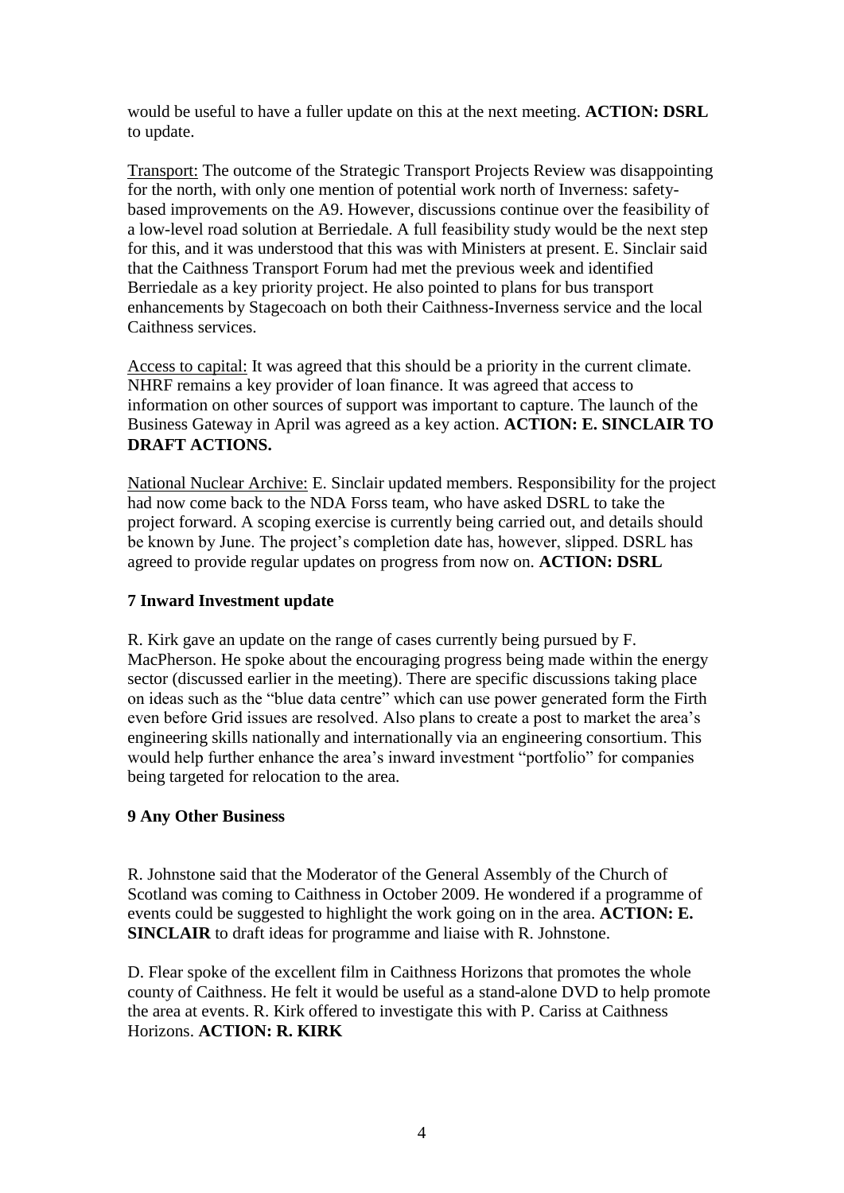would be useful to have a fuller update on this at the next meeting. **ACTION: DSRL** to update.

Transport: The outcome of the Strategic Transport Projects Review was disappointing for the north, with only one mention of potential work north of Inverness: safety-based improvements on the A9. However, discussions continue over the feasibility of a low-level road solution at Berriedale. A full feasibility study would be the next step for this, and it was understood that this was with Ministers at present. E. Sinclair said that the Caithness Transport Forum had met the previous week and identified Berriedale as a key priority project. He also pointed to plans for bus transport enhancements by Stagecoach on both their Caithness-Inverness service and the local Caithness services.

Access to capital: It was agreed that this should be a priority in the current climate. NHRF remains a key provider of loan finance. It was agreed that access to information on other sources of support was important to capture. The launch of the Business Gateway in April was agreed as a key action. **ACTION: E. SINCLAIR TO DRAFT ACTIONS.**

National Nuclear Archive: E. Sinclair updated members. Responsibility for the project had now come back to the NDA Forss team, who have asked DSRL to take the project forward. A scoping exercise is currently being carried out, and details should be known by June. The project's completion date has, however, slipped. DSRL has agreed to provide regular updates on progress from now on. **ACTION: DSRL**

### 7 Inward Investment update

R. Kirk gave an update on the range of cases currently being pursued by F. MacPherson. He spoke about the encouraging progress being made within the energy sector (discussed earlier in the meeting). There are specific discussions taking place on ideas such as the "blue data centre" which can use power generated form the Firth even before Grid issues are resolved. Also plans to create a post to market the area's engineering skills nationally and internationally via an engineering consortium. This would help further enhance the area's inward investment "portfolio" for companies being targeted for relocation to the area.

### 9 Any Other Business

R. Johnstone said that the Moderator of the General Assembly of the Church of Scotland was coming to Caithness in October 2009. He wondered if a programme of events could be suggested to highlight the work going on in the area. **ACTION: E. SINCLAIR** to draft ideas for programme and liaise with R. Johnstone.

D. Flear spoke of the excellent film in Caithness Horizons that promotes the whole county of Caithness. He felt it would be useful as a stand-alone DVD to help promote the area at events. R. Kirk offered to investigate this with P. Cariss at Caithness Horizons. **ACTION: R. KIRK**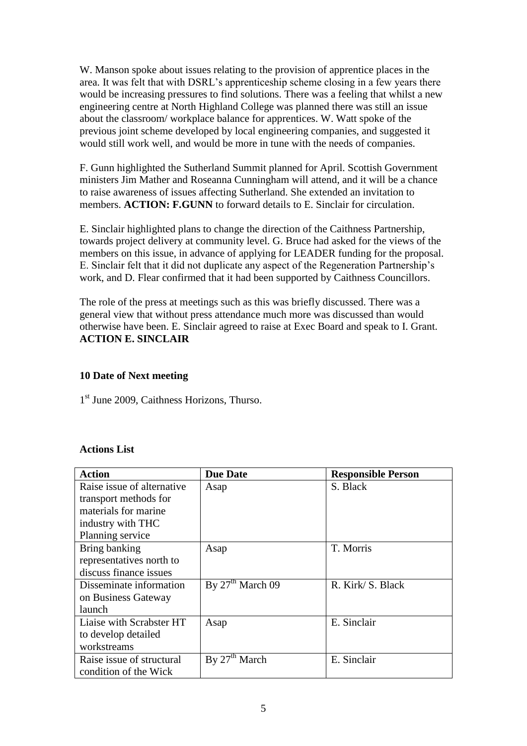W. Manson spoke about issues relating to the provision of apprentice places in the area. It was felt that with DSRL's apprenticeship scheme closing in a few years there would be increasing pressures to find solutions. There was a feeling that whilst a new engineering centre at North Highland College was planned there was still an issue about the classroom/ workplace balance for apprentices. W. Watt spoke of the previous joint scheme developed by local engineering companies, and suggested it would still work well, and would be more in tune with the needs of companies.

F. Gunn highlighted the Sutherland Summit planned for April. Scottish Government ministers Jim Mather and Roseanna Cunningham will attend, and it will be a chance to raise awareness of issues affecting Sutherland. She extended an invitation to members. **ACTION: F.GUNN** to forward details to E. Sinclair for circulation.

E. Sinclair highlighted plans to change the direction of the Caithness Partnership, towards project delivery at community level. G. Bruce had asked for the views of the members on this issue, in advance of applying for LEADER funding for the proposal. E. Sinclair felt that it did not duplicate any aspect of the Regeneration Partnership's work, and D. Flear confirmed that it had been supported by Caithness Councillors.

The role of the press at meetings such as this was briefly discussed. There was a general view that without press attendance much more was discussed than would otherwise have been. E. Sinclair agreed to raise at Exec Board and speak to I. Grant. **ACTION E. SINCLAIR**

**10 Date of Next meeting**

1st June 2009, Caithness Horizons, Thurso.

**Actions List**

| **Action** | **Due Date** | **Responsible Person** |
|---|---|---|
| Raise issue of alternative transport methods for materials for marine industry with THC Planning service | Asap | S. Black |
| Bring banking representatives north to discuss finance issues | Asap | T. Morris |
| Disseminate information on Business Gateway launch | By 27th March 09 | R. Kirk/ S. Black |
| Liaise with Scrabster HT to develop detailed workstreams | Asap | E. Sinclair |
| Raise issue of structural condition of the Wick | By 27th March | E. Sinclair |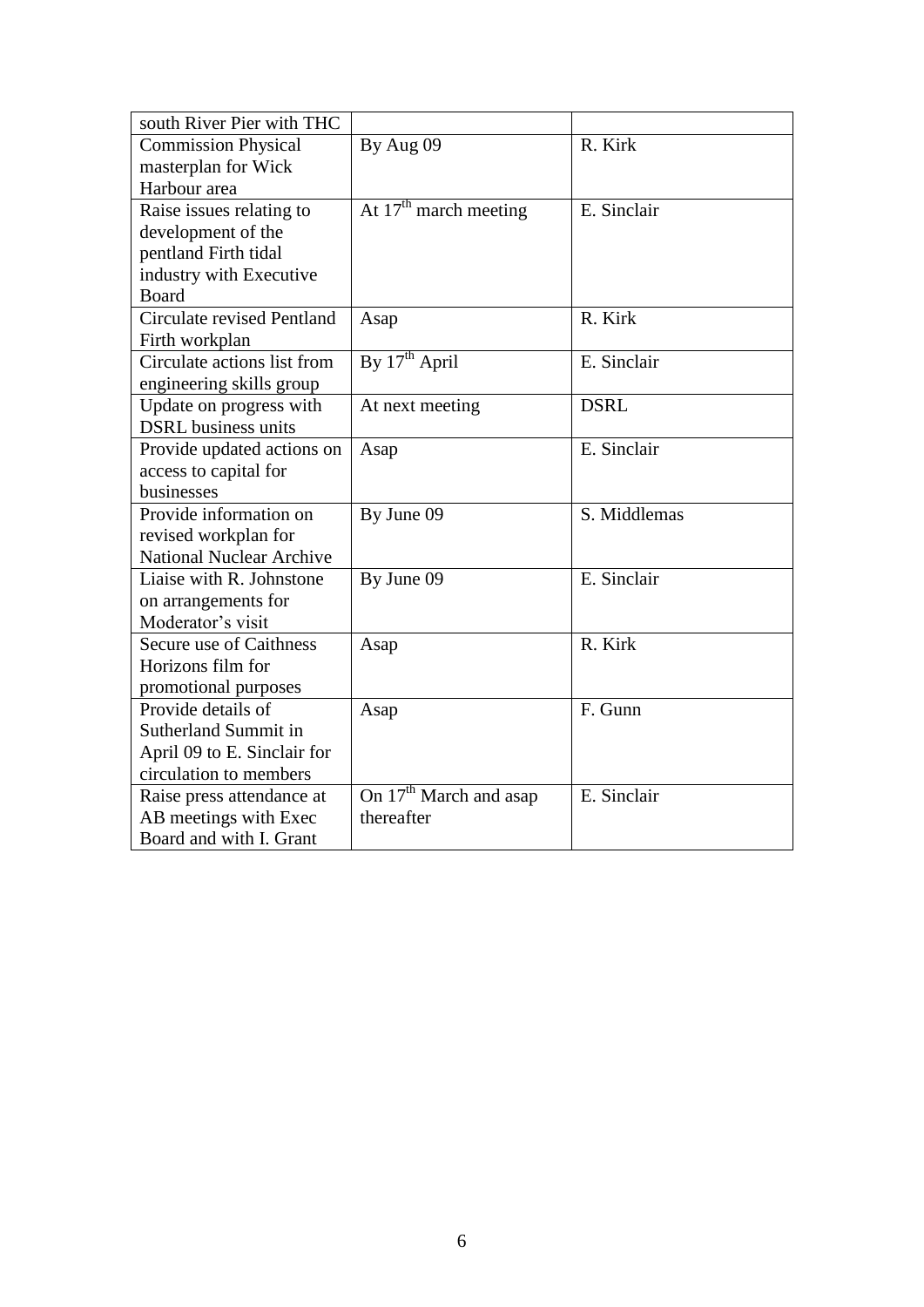| | | |
|---|---|---|
| south River Pier with THC | | |
| Commission Physical masterplan for Wick Harbour area | By Aug 09 | R. Kirk |
| Raise issues relating to development of the pentland Firth tidal industry with Executive Board | At 17th march meeting | E. Sinclair |
| Circulate revised Pentland Firth workplan | Asap | R. Kirk |
| Circulate actions list from engineering skills group | By 17th April | E. Sinclair |
| Update on progress with DSRL business units | At next meeting | DSRL |
| Provide updated actions on access to capital for businesses | Asap | E. Sinclair |
| Provide information on revised workplan for National Nuclear Archive | By June 09 | S. Middlemas |
| Liaise with R. Johnstone on arrangements for Moderator's visit | By June 09 | E. Sinclair |
| Secure use of Caithness Horizons film for promotional purposes | Asap | R. Kirk |
| Provide details of Sutherland Summit in April 09 to E. Sinclair for circulation to members | Asap | F. Gunn |
| Raise press attendance at AB meetings with Exec Board and with I. Grant | On 17th March and asap thereafter | E. Sinclair |